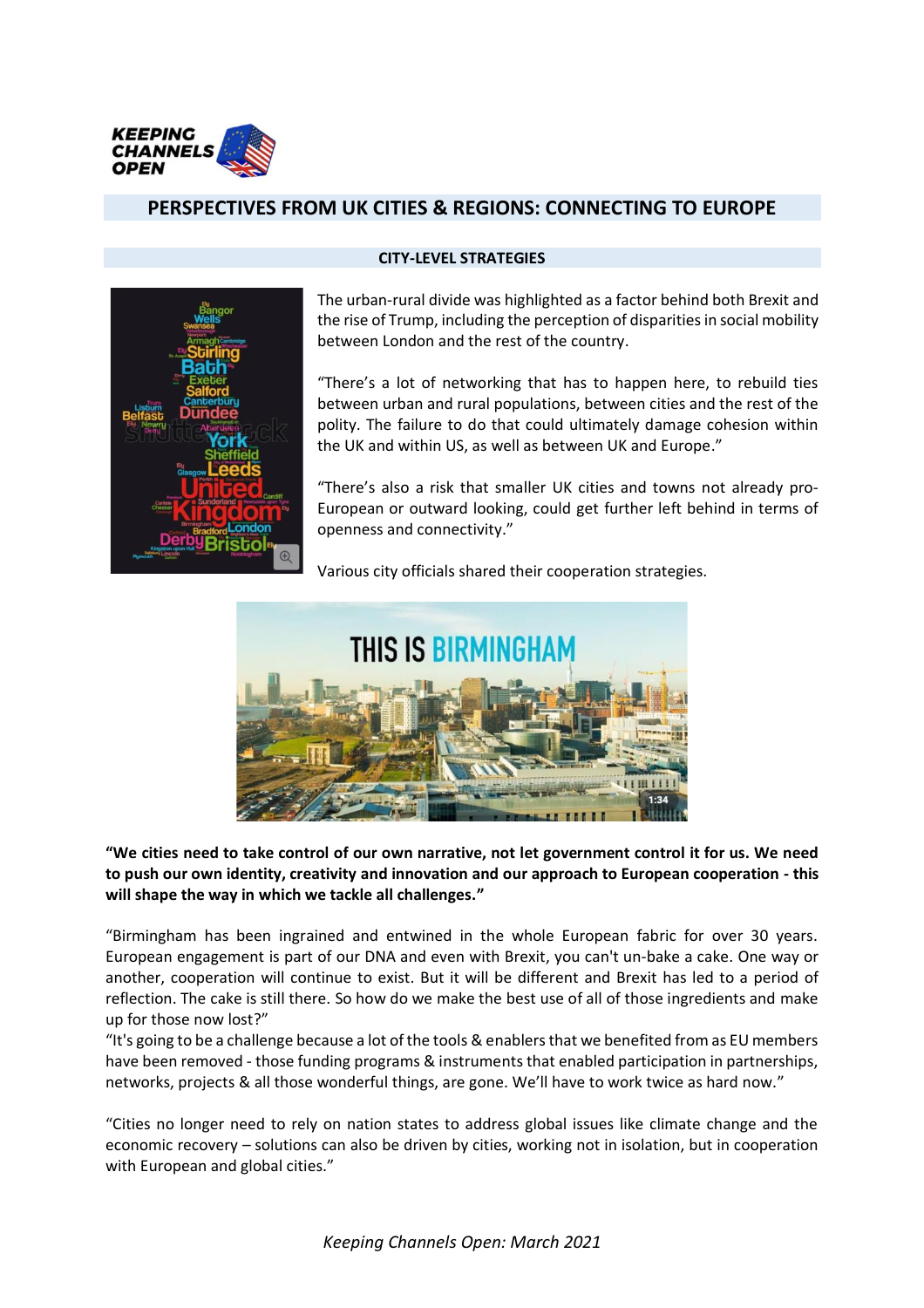KEEPING CHANNELS OPEN

# PERSPECTIVES FROM UK CITIES & REGIONS: CONNECTING TO EUROPE

## CITY-LEVEL STRATEGIES

The urban-rural divide was highlighted as a factor behind both Brexit and the rise of Trump, including the perception of disparities in social mobility between London and the rest of the country.

"There's a lot of networking that has to happen here, to rebuild ties between urban and rural populations, between cities and the rest of the polity. The failure to do that could ultimately damage cohesion within the UK and within US, as well as between UK and Europe."

"There's also a risk that smaller UK cities and towns not already pro-European or outward looking, could get further left behind in terms of openness and connectivity."

Various city officials shared their cooperation strategies.

**"We cities need to take control of our own narrative, not let government control it for us. We need to push our own identity, creativity and innovation and our approach to European cooperation - this will shape the way in which we tackle all challenges."**

"Birmingham has been ingrained and entwined in the whole European fabric for over 30 years. European engagement is part of our DNA and even with Brexit, you can't un-bake a cake. One way or another, cooperation will continue to exist. But it will be different and Brexit has led to a period of reflection. The cake is still there. So how do we make the best use of all of those ingredients and make up for those now lost?"

"It's going to be a challenge because a lot of the tools & enablers that we benefited from as EU members have been removed - those funding programs & instruments that enabled participation in partnerships, networks, projects & all those wonderful things, are gone. We'll have to work twice as hard now."

"Cities no longer need to rely on nation states to address global issues like climate change and the economic recovery – solutions can also be driven by cities, working not in isolation, but in cooperation with European and global cities."

*Keeping Channels Open: March 2021*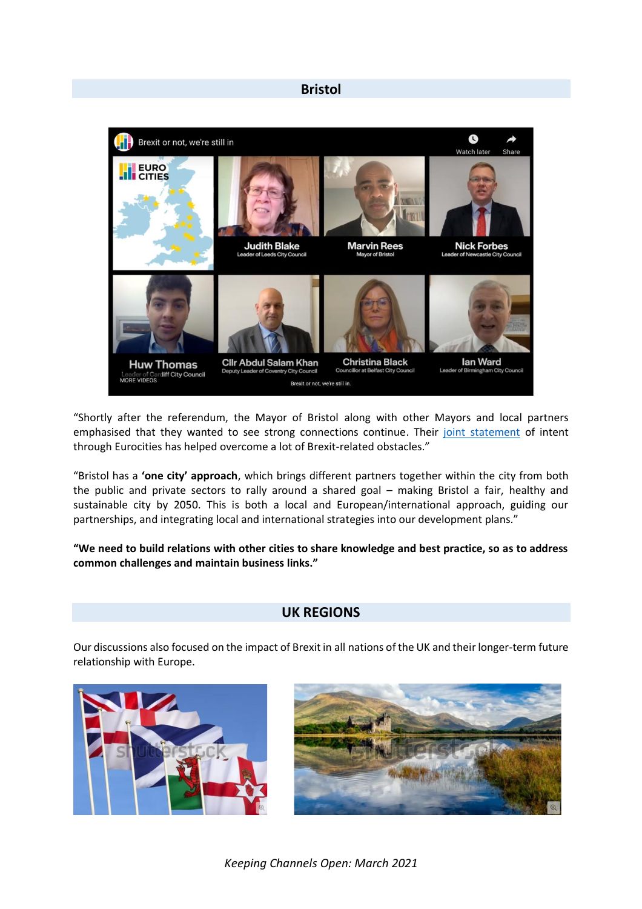## Bristol

"Shortly after the referendum, the Mayor of Bristol along with other Mayors and local partners emphasised that they wanted to see strong connections continue. Their joint statement of intent through Eurocities has helped overcome a lot of Brexit-related obstacles."

"Bristol has a **'one city' approach**, which brings different partners together within the city from both the public and private sectors to rally around a shared goal – making Bristol a fair, healthy and sustainable city by 2050. This is both a local and European/international approach, guiding our partnerships, and integrating local and international strategies into our development plans."

**"We need to build relations with other cities to share knowledge and best practice, so as to address common challenges and maintain business links."**

## UK REGIONS

Our discussions also focused on the impact of Brexit in all nations of the UK and their longer-term future relationship with Europe.

*Keeping Channels Open: March 2021*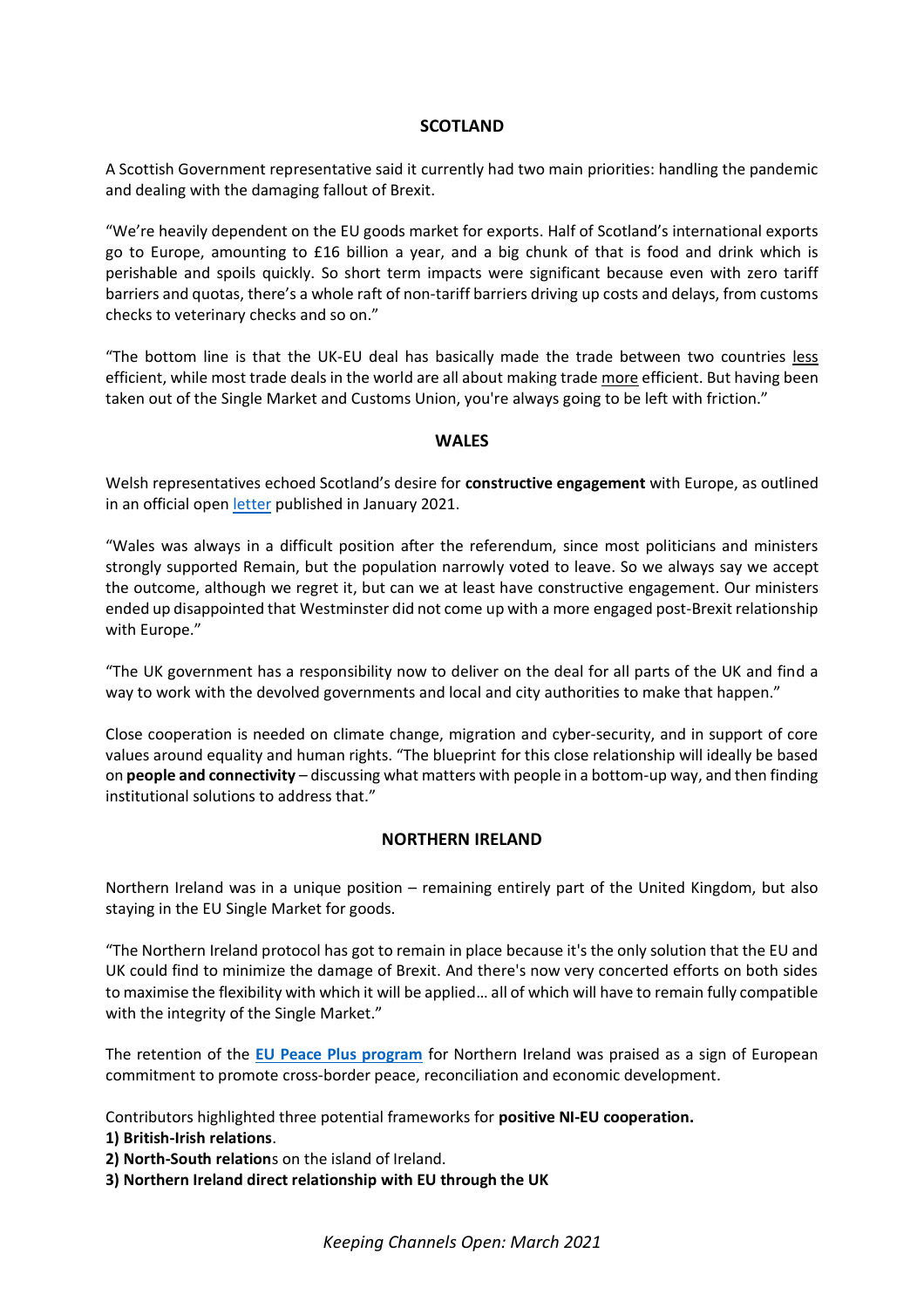## SCOTLAND

A Scottish Government representative said it currently had two main priorities: handling the pandemic and dealing with the damaging fallout of Brexit.

"We're heavily dependent on the EU goods market for exports. Half of Scotland's international exports go to Europe, amounting to £16 billion a year, and a big chunk of that is food and drink which is perishable and spoils quickly. So short term impacts were significant because even with zero tariff barriers and quotas, there's a whole raft of non-tariff barriers driving up costs and delays, from customs checks to veterinary checks and so on."

"The bottom line is that the UK-EU deal has basically made the trade between two countries less efficient, while most trade deals in the world are all about making trade more efficient. But having been taken out of the Single Market and Customs Union, you're always going to be left with friction."

## WALES

Welsh representatives echoed Scotland's desire for **constructive engagement** with Europe, as outlined in an official open letter published in January 2021.

"Wales was always in a difficult position after the referendum, since most politicians and ministers strongly supported Remain, but the population narrowly voted to leave. So we always say we accept the outcome, although we regret it, but can we at least have constructive engagement. Our ministers ended up disappointed that Westminster did not come up with a more engaged post-Brexit relationship with Europe."

"The UK government has a responsibility now to deliver on the deal for all parts of the UK and find a way to work with the devolved governments and local and city authorities to make that happen."

Close cooperation is needed on climate change, migration and cyber-security, and in support of core values around equality and human rights. "The blueprint for this close relationship will ideally be based on **people and connectivity** – discussing what matters with people in a bottom-up way, and then finding institutional solutions to address that."

## NORTHERN IRELAND

Northern Ireland was in a unique position – remaining entirely part of the United Kingdom, but also staying in the EU Single Market for goods.

"The Northern Ireland protocol has got to remain in place because it's the only solution that the EU and UK could find to minimize the damage of Brexit. And there's now very concerted efforts on both sides to maximise the flexibility with which it will be applied… all of which will have to remain fully compatible with the integrity of the Single Market."

The retention of the **EU Peace Plus program** for Northern Ireland was praised as a sign of European commitment to promote cross-border peace, reconciliation and economic development.

Contributors highlighted three potential frameworks for **positive NI-EU cooperation.**

**1) British-Irish relations**.
**2) North-South relation**s on the island of Ireland.
**3) Northern Ireland direct relationship with EU through the UK**